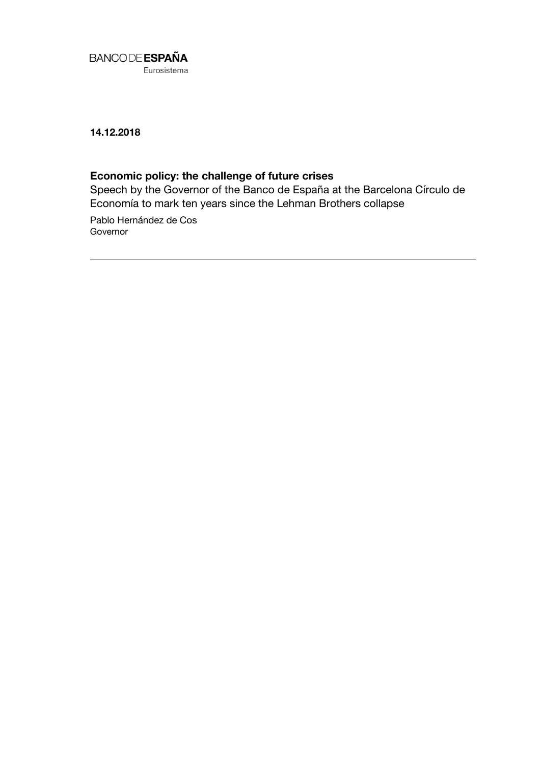BANCO DE **ESPAÑA**

Eurosistema

**14.12.2018**

# Economic policy: the challenge of future crises

Speech by the Governor of the Banco de España at the Barcelona Círculo de Economía to mark ten years since the Lehman Brothers collapse

Pablo Hernández de Cos
Governor

---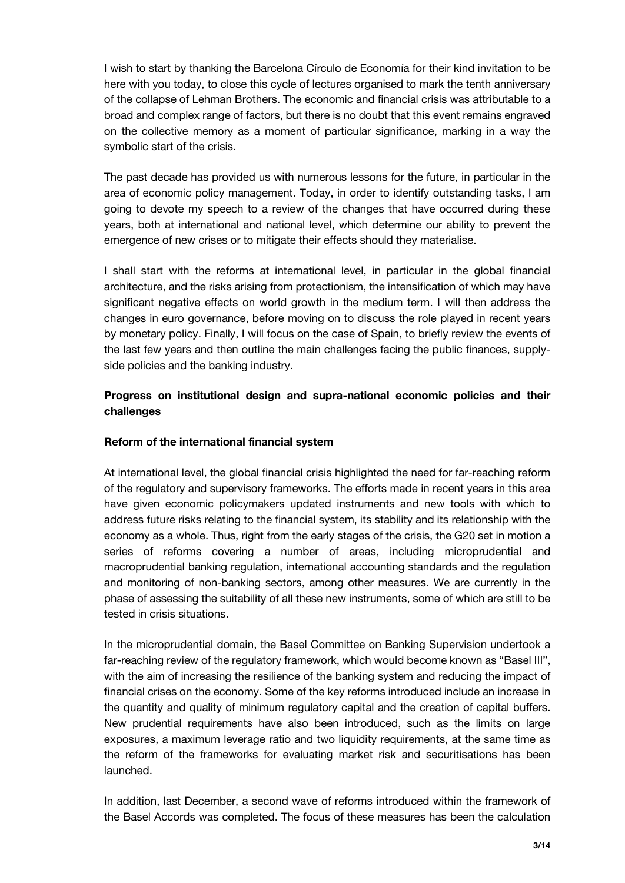I wish to start by thanking the Barcelona Círculo de Economía for their kind invitation to be here with you today, to close this cycle of lectures organised to mark the tenth anniversary of the collapse of Lehman Brothers. The economic and financial crisis was attributable to a broad and complex range of factors, but there is no doubt that this event remains engraved on the collective memory as a moment of particular significance, marking in a way the symbolic start of the crisis.

The past decade has provided us with numerous lessons for the future, in particular in the area of economic policy management. Today, in order to identify outstanding tasks, I am going to devote my speech to a review of the changes that have occurred during these years, both at international and national level, which determine our ability to prevent the emergence of new crises or to mitigate their effects should they materialise.

I shall start with the reforms at international level, in particular in the global financial architecture, and the risks arising from protectionism, the intensification of which may have significant negative effects on world growth in the medium term. I will then address the changes in euro governance, before moving on to discuss the role played in recent years by monetary policy. Finally, I will focus on the case of Spain, to briefly review the events of the last few years and then outline the main challenges facing the public finances, supply-side policies and the banking industry.

## Progress on institutional design and supra-national economic policies and their challenges

### Reform of the international financial system

At international level, the global financial crisis highlighted the need for far-reaching reform of the regulatory and supervisory frameworks. The efforts made in recent years in this area have given economic policymakers updated instruments and new tools with which to address future risks relating to the financial system, its stability and its relationship with the economy as a whole. Thus, right from the early stages of the crisis, the G20 set in motion a series of reforms covering a number of areas, including microprudential and macroprudential banking regulation, international accounting standards and the regulation and monitoring of non-banking sectors, among other measures. We are currently in the phase of assessing the suitability of all these new instruments, some of which are still to be tested in crisis situations.

In the microprudential domain, the Basel Committee on Banking Supervision undertook a far-reaching review of the regulatory framework, which would become known as "Basel III", with the aim of increasing the resilience of the banking system and reducing the impact of financial crises on the economy. Some of the key reforms introduced include an increase in the quantity and quality of minimum regulatory capital and the creation of capital buffers. New prudential requirements have also been introduced, such as the limits on large exposures, a maximum leverage ratio and two liquidity requirements, at the same time as the reform of the frameworks for evaluating market risk and securitisations has been launched.

In addition, last December, a second wave of reforms introduced within the framework of the Basel Accords was completed. The focus of these measures has been the calculation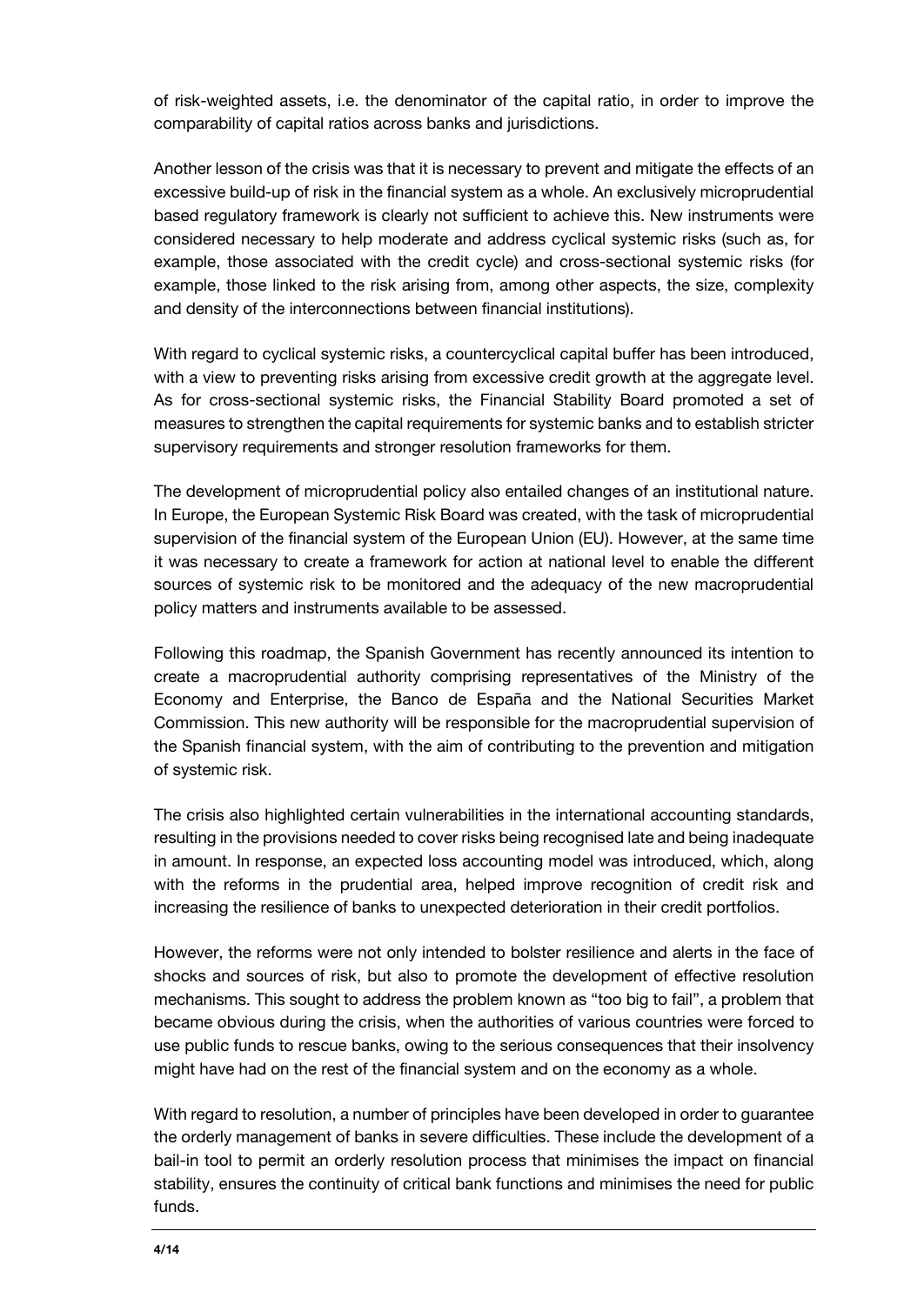of risk-weighted assets, i.e. the denominator of the capital ratio, in order to improve the comparability of capital ratios across banks and jurisdictions.

Another lesson of the crisis was that it is necessary to prevent and mitigate the effects of an excessive build-up of risk in the financial system as a whole. An exclusively microprudential based regulatory framework is clearly not sufficient to achieve this. New instruments were considered necessary to help moderate and address cyclical systemic risks (such as, for example, those associated with the credit cycle) and cross-sectional systemic risks (for example, those linked to the risk arising from, among other aspects, the size, complexity and density of the interconnections between financial institutions).

With regard to cyclical systemic risks, a countercyclical capital buffer has been introduced, with a view to preventing risks arising from excessive credit growth at the aggregate level. As for cross-sectional systemic risks, the Financial Stability Board promoted a set of measures to strengthen the capital requirements for systemic banks and to establish stricter supervisory requirements and stronger resolution frameworks for them.

The development of microprudential policy also entailed changes of an institutional nature. In Europe, the European Systemic Risk Board was created, with the task of microprudential supervision of the financial system of the European Union (EU). However, at the same time it was necessary to create a framework for action at national level to enable the different sources of systemic risk to be monitored and the adequacy of the new macroprudential policy matters and instruments available to be assessed.

Following this roadmap, the Spanish Government has recently announced its intention to create a macroprudential authority comprising representatives of the Ministry of the Economy and Enterprise, the Banco de España and the National Securities Market Commission. This new authority will be responsible for the macroprudential supervision of the Spanish financial system, with the aim of contributing to the prevention and mitigation of systemic risk.

The crisis also highlighted certain vulnerabilities in the international accounting standards, resulting in the provisions needed to cover risks being recognised late and being inadequate in amount. In response, an expected loss accounting model was introduced, which, along with the reforms in the prudential area, helped improve recognition of credit risk and increasing the resilience of banks to unexpected deterioration in their credit portfolios.

However, the reforms were not only intended to bolster resilience and alerts in the face of shocks and sources of risk, but also to promote the development of effective resolution mechanisms. This sought to address the problem known as "too big to fail", a problem that became obvious during the crisis, when the authorities of various countries were forced to use public funds to rescue banks, owing to the serious consequences that their insolvency might have had on the rest of the financial system and on the economy as a whole.

With regard to resolution, a number of principles have been developed in order to guarantee the orderly management of banks in severe difficulties. These include the development of a bail-in tool to permit an orderly resolution process that minimises the impact on financial stability, ensures the continuity of critical bank functions and minimises the need for public funds.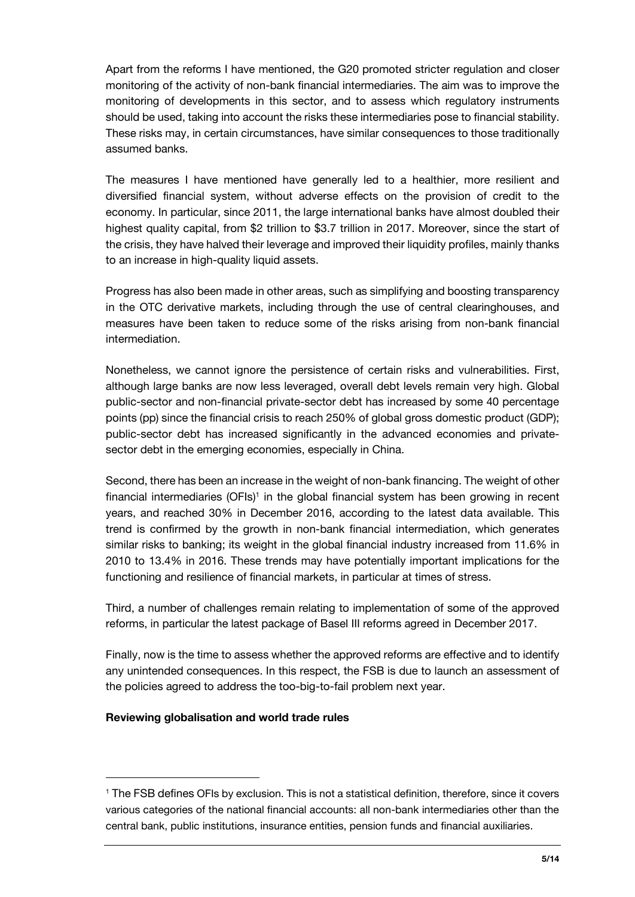Apart from the reforms I have mentioned, the G20 promoted stricter regulation and closer monitoring of the activity of non-bank financial intermediaries. The aim was to improve the monitoring of developments in this sector, and to assess which regulatory instruments should be used, taking into account the risks these intermediaries pose to financial stability. These risks may, in certain circumstances, have similar consequences to those traditionally assumed banks.

The measures I have mentioned have generally led to a healthier, more resilient and diversified financial system, without adverse effects on the provision of credit to the economy. In particular, since 2011, the large international banks have almost doubled their highest quality capital, from $2 trillion to $3.7 trillion in 2017. Moreover, since the start of the crisis, they have halved their leverage and improved their liquidity profiles, mainly thanks to an increase in high-quality liquid assets.

Progress has also been made in other areas, such as simplifying and boosting transparency in the OTC derivative markets, including through the use of central clearinghouses, and measures have been taken to reduce some of the risks arising from non-bank financial intermediation.

Nonetheless, we cannot ignore the persistence of certain risks and vulnerabilities. First, although large banks are now less leveraged, overall debt levels remain very high. Global public-sector and non-financial private-sector debt has increased by some 40 percentage points (pp) since the financial crisis to reach 250% of global gross domestic product (GDP); public-sector debt has increased significantly in the advanced economies and private-sector debt in the emerging economies, especially in China.

Second, there has been an increase in the weight of non-bank financing. The weight of other financial intermediaries (OFIs)[1] in the global financial system has been growing in recent years, and reached 30% in December 2016, according to the latest data available. This trend is confirmed by the growth in non-bank financial intermediation, which generates similar risks to banking; its weight in the global financial industry increased from 11.6% in 2010 to 13.4% in 2016. These trends may have potentially important implications for the functioning and resilience of financial markets, in particular at times of stress.

Third, a number of challenges remain relating to implementation of some of the approved reforms, in particular the latest package of Basel III reforms agreed in December 2017.

Finally, now is the time to assess whether the approved reforms are effective and to identify any unintended consequences. In this respect, the FSB is due to launch an assessment of the policies agreed to address the too-big-to-fail problem next year.

**Reviewing globalisation and world trade rules**

[1] The FSB defines OFIs by exclusion. This is not a statistical definition, therefore, since it covers various categories of the national financial accounts: all non-bank intermediaries other than the central bank, public institutions, insurance entities, pension funds and financial auxiliaries.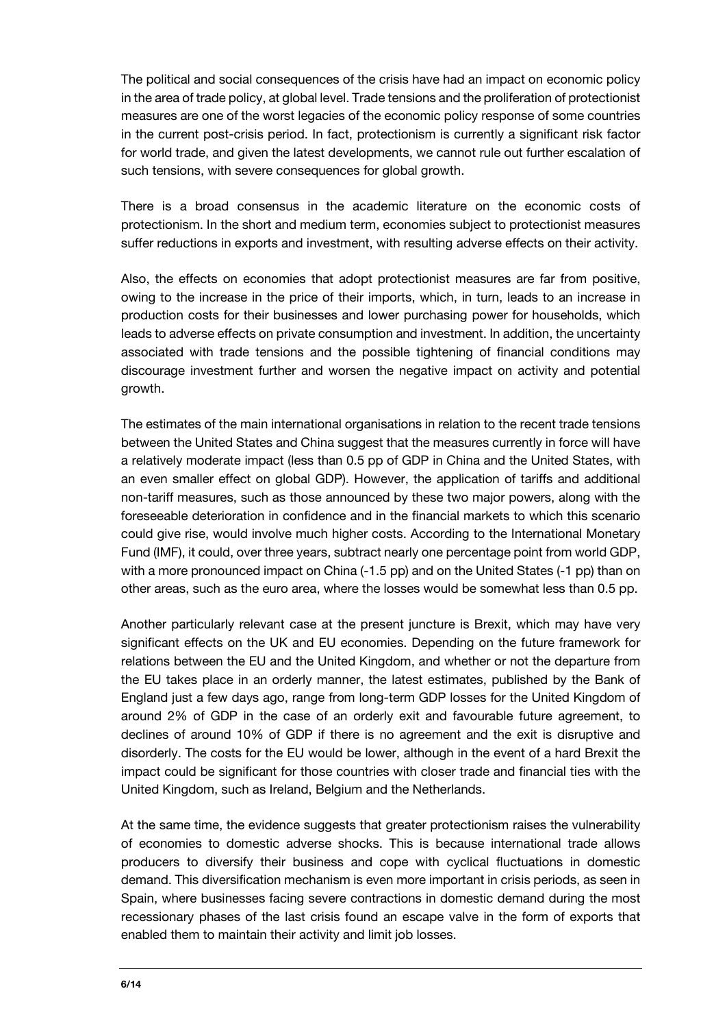The political and social consequences of the crisis have had an impact on economic policy in the area of trade policy, at global level. Trade tensions and the proliferation of protectionist measures are one of the worst legacies of the economic policy response of some countries in the current post-crisis period. In fact, protectionism is currently a significant risk factor for world trade, and given the latest developments, we cannot rule out further escalation of such tensions, with severe consequences for global growth.

There is a broad consensus in the academic literature on the economic costs of protectionism. In the short and medium term, economies subject to protectionist measures suffer reductions in exports and investment, with resulting adverse effects on their activity.

Also, the effects on economies that adopt protectionist measures are far from positive, owing to the increase in the price of their imports, which, in turn, leads to an increase in production costs for their businesses and lower purchasing power for households, which leads to adverse effects on private consumption and investment. In addition, the uncertainty associated with trade tensions and the possible tightening of financial conditions may discourage investment further and worsen the negative impact on activity and potential growth.

The estimates of the main international organisations in relation to the recent trade tensions between the United States and China suggest that the measures currently in force will have a relatively moderate impact (less than 0.5 pp of GDP in China and the United States, with an even smaller effect on global GDP). However, the application of tariffs and additional non-tariff measures, such as those announced by these two major powers, along with the foreseeable deterioration in confidence and in the financial markets to which this scenario could give rise, would involve much higher costs. According to the International Monetary Fund (IMF), it could, over three years, subtract nearly one percentage point from world GDP, with a more pronounced impact on China (-1.5 pp) and on the United States (-1 pp) than on other areas, such as the euro area, where the losses would be somewhat less than 0.5 pp.

Another particularly relevant case at the present juncture is Brexit, which may have very significant effects on the UK and EU economies. Depending on the future framework for relations between the EU and the United Kingdom, and whether or not the departure from the EU takes place in an orderly manner, the latest estimates, published by the Bank of England just a few days ago, range from long-term GDP losses for the United Kingdom of around 2% of GDP in the case of an orderly exit and favourable future agreement, to declines of around 10% of GDP if there is no agreement and the exit is disruptive and disorderly. The costs for the EU would be lower, although in the event of a hard Brexit the impact could be significant for those countries with closer trade and financial ties with the United Kingdom, such as Ireland, Belgium and the Netherlands.

At the same time, the evidence suggests that greater protectionism raises the vulnerability of economies to domestic adverse shocks. This is because international trade allows producers to diversify their business and cope with cyclical fluctuations in domestic demand. This diversification mechanism is even more important in crisis periods, as seen in Spain, where businesses facing severe contractions in domestic demand during the most recessionary phases of the last crisis found an escape valve in the form of exports that enabled them to maintain their activity and limit job losses.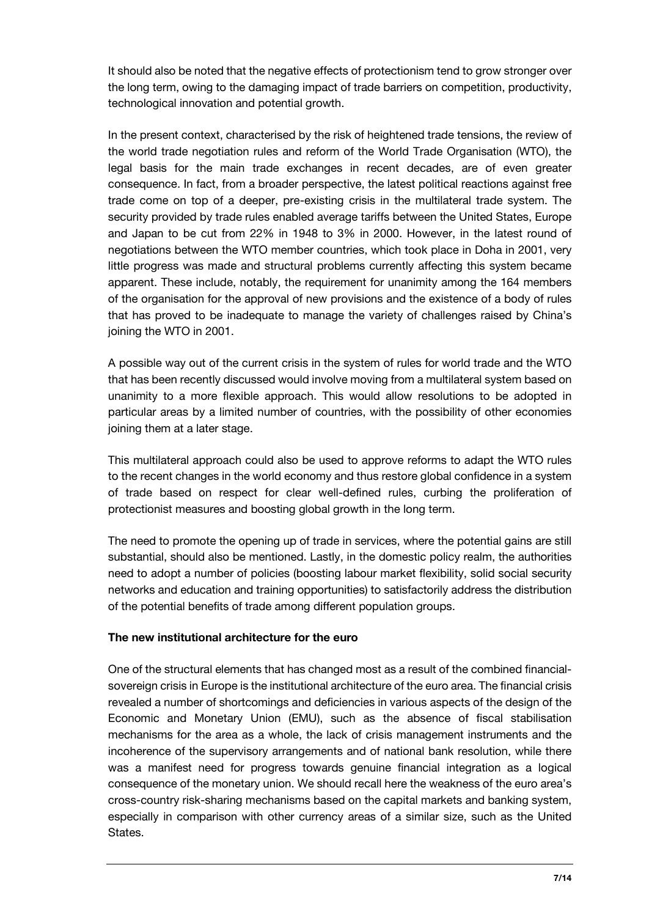It should also be noted that the negative effects of protectionism tend to grow stronger over the long term, owing to the damaging impact of trade barriers on competition, productivity, technological innovation and potential growth.

In the present context, characterised by the risk of heightened trade tensions, the review of the world trade negotiation rules and reform of the World Trade Organisation (WTO), the legal basis for the main trade exchanges in recent decades, are of even greater consequence. In fact, from a broader perspective, the latest political reactions against free trade come on top of a deeper, pre-existing crisis in the multilateral trade system. The security provided by trade rules enabled average tariffs between the United States, Europe and Japan to be cut from 22% in 1948 to 3% in 2000. However, in the latest round of negotiations between the WTO member countries, which took place in Doha in 2001, very little progress was made and structural problems currently affecting this system became apparent. These include, notably, the requirement for unanimity among the 164 members of the organisation for the approval of new provisions and the existence of a body of rules that has proved to be inadequate to manage the variety of challenges raised by China's joining the WTO in 2001.

A possible way out of the current crisis in the system of rules for world trade and the WTO that has been recently discussed would involve moving from a multilateral system based on unanimity to a more flexible approach. This would allow resolutions to be adopted in particular areas by a limited number of countries, with the possibility of other economies joining them at a later stage.

This multilateral approach could also be used to approve reforms to adapt the WTO rules to the recent changes in the world economy and thus restore global confidence in a system of trade based on respect for clear well-defined rules, curbing the proliferation of protectionist measures and boosting global growth in the long term.

The need to promote the opening up of trade in services, where the potential gains are still substantial, should also be mentioned. Lastly, in the domestic policy realm, the authorities need to adopt a number of policies (boosting labour market flexibility, solid social security networks and education and training opportunities) to satisfactorily address the distribution of the potential benefits of trade among different population groups.

**The new institutional architecture for the euro**

One of the structural elements that has changed most as a result of the combined financial-sovereign crisis in Europe is the institutional architecture of the euro area. The financial crisis revealed a number of shortcomings and deficiencies in various aspects of the design of the Economic and Monetary Union (EMU), such as the absence of fiscal stabilisation mechanisms for the area as a whole, the lack of crisis management instruments and the incoherence of the supervisory arrangements and of national bank resolution, while there was a manifest need for progress towards genuine financial integration as a logical consequence of the monetary union. We should recall here the weakness of the euro area's cross-country risk-sharing mechanisms based on the capital markets and banking system, especially in comparison with other currency areas of a similar size, such as the United States.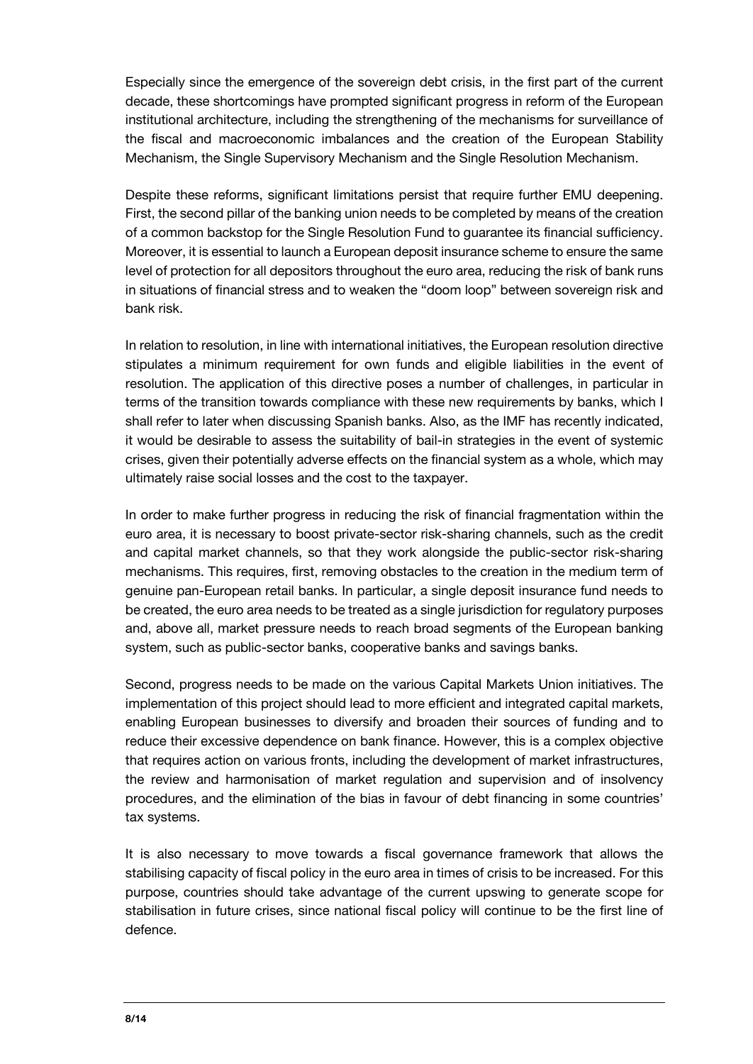Especially since the emergence of the sovereign debt crisis, in the first part of the current decade, these shortcomings have prompted significant progress in reform of the European institutional architecture, including the strengthening of the mechanisms for surveillance of the fiscal and macroeconomic imbalances and the creation of the European Stability Mechanism, the Single Supervisory Mechanism and the Single Resolution Mechanism.

Despite these reforms, significant limitations persist that require further EMU deepening. First, the second pillar of the banking union needs to be completed by means of the creation of a common backstop for the Single Resolution Fund to guarantee its financial sufficiency. Moreover, it is essential to launch a European deposit insurance scheme to ensure the same level of protection for all depositors throughout the euro area, reducing the risk of bank runs in situations of financial stress and to weaken the "doom loop" between sovereign risk and bank risk.

In relation to resolution, in line with international initiatives, the European resolution directive stipulates a minimum requirement for own funds and eligible liabilities in the event of resolution. The application of this directive poses a number of challenges, in particular in terms of the transition towards compliance with these new requirements by banks, which I shall refer to later when discussing Spanish banks. Also, as the IMF has recently indicated, it would be desirable to assess the suitability of bail-in strategies in the event of systemic crises, given their potentially adverse effects on the financial system as a whole, which may ultimately raise social losses and the cost to the taxpayer.

In order to make further progress in reducing the risk of financial fragmentation within the euro area, it is necessary to boost private-sector risk-sharing channels, such as the credit and capital market channels, so that they work alongside the public-sector risk-sharing mechanisms. This requires, first, removing obstacles to the creation in the medium term of genuine pan-European retail banks. In particular, a single deposit insurance fund needs to be created, the euro area needs to be treated as a single jurisdiction for regulatory purposes and, above all, market pressure needs to reach broad segments of the European banking system, such as public-sector banks, cooperative banks and savings banks.

Second, progress needs to be made on the various Capital Markets Union initiatives. The implementation of this project should lead to more efficient and integrated capital markets, enabling European businesses to diversify and broaden their sources of funding and to reduce their excessive dependence on bank finance. However, this is a complex objective that requires action on various fronts, including the development of market infrastructures, the review and harmonisation of market regulation and supervision and of insolvency procedures, and the elimination of the bias in favour of debt financing in some countries' tax systems.

It is also necessary to move towards a fiscal governance framework that allows the stabilising capacity of fiscal policy in the euro area in times of crisis to be increased. For this purpose, countries should take advantage of the current upswing to generate scope for stabilisation in future crises, since national fiscal policy will continue to be the first line of defence.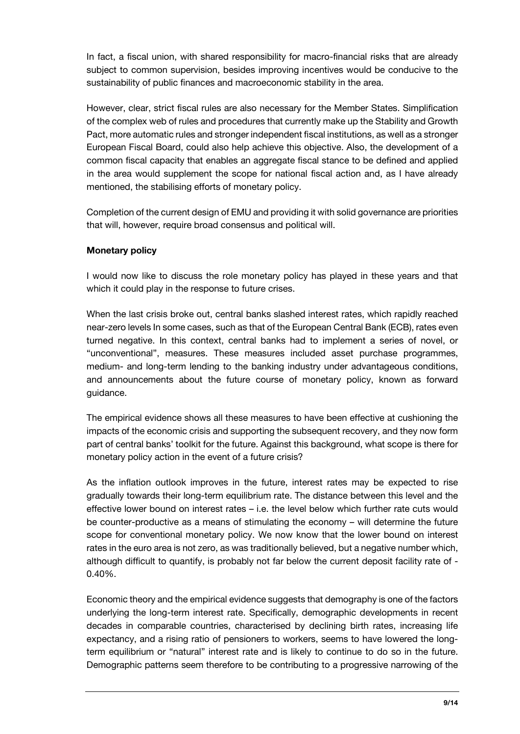In fact, a fiscal union, with shared responsibility for macro-financial risks that are already subject to common supervision, besides improving incentives would be conducive to the sustainability of public finances and macroeconomic stability in the area.

However, clear, strict fiscal rules are also necessary for the Member States. Simplification of the complex web of rules and procedures that currently make up the Stability and Growth Pact, more automatic rules and stronger independent fiscal institutions, as well as a stronger European Fiscal Board, could also help achieve this objective. Also, the development of a common fiscal capacity that enables an aggregate fiscal stance to be defined and applied in the area would supplement the scope for national fiscal action and, as I have already mentioned, the stabilising efforts of monetary policy.

Completion of the current design of EMU and providing it with solid governance are priorities that will, however, require broad consensus and political will.

**Monetary policy**

I would now like to discuss the role monetary policy has played in these years and that which it could play in the response to future crises.

When the last crisis broke out, central banks slashed interest rates, which rapidly reached near-zero levels In some cases, such as that of the European Central Bank (ECB), rates even turned negative. In this context, central banks had to implement a series of novel, or "unconventional", measures. These measures included asset purchase programmes, medium- and long-term lending to the banking industry under advantageous conditions, and announcements about the future course of monetary policy, known as forward guidance.

The empirical evidence shows all these measures to have been effective at cushioning the impacts of the economic crisis and supporting the subsequent recovery, and they now form part of central banks' toolkit for the future. Against this background, what scope is there for monetary policy action in the event of a future crisis?

As the inflation outlook improves in the future, interest rates may be expected to rise gradually towards their long-term equilibrium rate. The distance between this level and the effective lower bound on interest rates – i.e. the level below which further rate cuts would be counter-productive as a means of stimulating the economy – will determine the future scope for conventional monetary policy. We now know that the lower bound on interest rates in the euro area is not zero, as was traditionally believed, but a negative number which, although difficult to quantify, is probably not far below the current deposit facility rate of -0.40%.

Economic theory and the empirical evidence suggests that demography is one of the factors underlying the long-term interest rate. Specifically, demographic developments in recent decades in comparable countries, characterised by declining birth rates, increasing life expectancy, and a rising ratio of pensioners to workers, seems to have lowered the long-term equilibrium or "natural" interest rate and is likely to continue to do so in the future. Demographic patterns seem therefore to be contributing to a progressive narrowing of the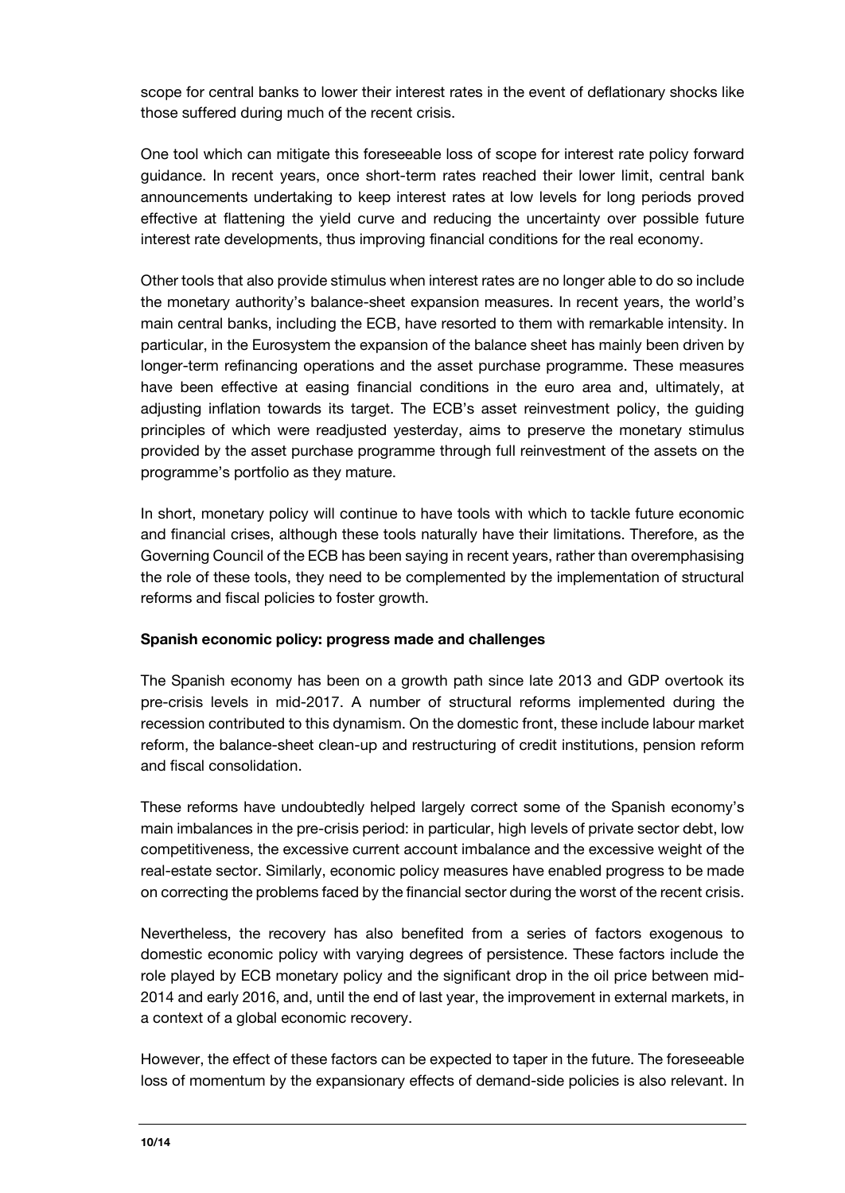scope for central banks to lower their interest rates in the event of deflationary shocks like those suffered during much of the recent crisis.

One tool which can mitigate this foreseeable loss of scope for interest rate policy forward guidance. In recent years, once short-term rates reached their lower limit, central bank announcements undertaking to keep interest rates at low levels for long periods proved effective at flattening the yield curve and reducing the uncertainty over possible future interest rate developments, thus improving financial conditions for the real economy.

Other tools that also provide stimulus when interest rates are no longer able to do so include the monetary authority's balance-sheet expansion measures. In recent years, the world's main central banks, including the ECB, have resorted to them with remarkable intensity. In particular, in the Eurosystem the expansion of the balance sheet has mainly been driven by longer-term refinancing operations and the asset purchase programme. These measures have been effective at easing financial conditions in the euro area and, ultimately, at adjusting inflation towards its target. The ECB's asset reinvestment policy, the guiding principles of which were readjusted yesterday, aims to preserve the monetary stimulus provided by the asset purchase programme through full reinvestment of the assets on the programme's portfolio as they mature.

In short, monetary policy will continue to have tools with which to tackle future economic and financial crises, although these tools naturally have their limitations. Therefore, as the Governing Council of the ECB has been saying in recent years, rather than overemphasising the role of these tools, they need to be complemented by the implementation of structural reforms and fiscal policies to foster growth.

**Spanish economic policy: progress made and challenges**

The Spanish economy has been on a growth path since late 2013 and GDP overtook its pre-crisis levels in mid-2017. A number of structural reforms implemented during the recession contributed to this dynamism. On the domestic front, these include labour market reform, the balance-sheet clean-up and restructuring of credit institutions, pension reform and fiscal consolidation.

These reforms have undoubtedly helped largely correct some of the Spanish economy's main imbalances in the pre-crisis period: in particular, high levels of private sector debt, low competitiveness, the excessive current account imbalance and the excessive weight of the real-estate sector. Similarly, economic policy measures have enabled progress to be made on correcting the problems faced by the financial sector during the worst of the recent crisis.

Nevertheless, the recovery has also benefited from a series of factors exogenous to domestic economic policy with varying degrees of persistence. These factors include the role played by ECB monetary policy and the significant drop in the oil price between mid-2014 and early 2016, and, until the end of last year, the improvement in external markets, in a context of a global economic recovery.

However, the effect of these factors can be expected to taper in the future. The foreseeable loss of momentum by the expansionary effects of demand-side policies is also relevant. In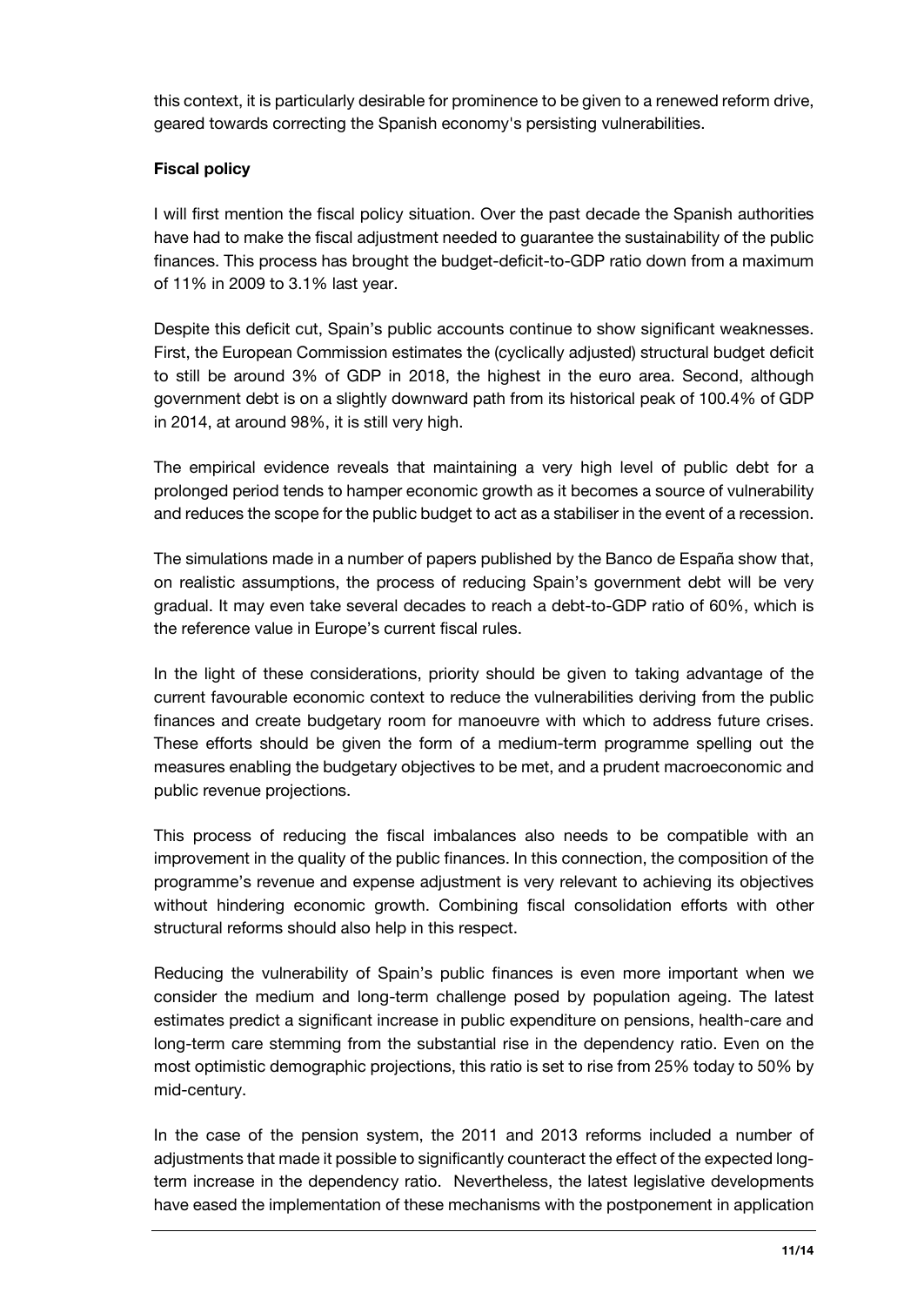this context, it is particularly desirable for prominence to be given to a renewed reform drive, geared towards correcting the Spanish economy's persisting vulnerabilities.

**Fiscal policy**

I will first mention the fiscal policy situation. Over the past decade the Spanish authorities have had to make the fiscal adjustment needed to guarantee the sustainability of the public finances. This process has brought the budget-deficit-to-GDP ratio down from a maximum of 11% in 2009 to 3.1% last year.

Despite this deficit cut, Spain's public accounts continue to show significant weaknesses. First, the European Commission estimates the (cyclically adjusted) structural budget deficit to still be around 3% of GDP in 2018, the highest in the euro area. Second, although government debt is on a slightly downward path from its historical peak of 100.4% of GDP in 2014, at around 98%, it is still very high.

The empirical evidence reveals that maintaining a very high level of public debt for a prolonged period tends to hamper economic growth as it becomes a source of vulnerability and reduces the scope for the public budget to act as a stabiliser in the event of a recession.

The simulations made in a number of papers published by the Banco de España show that, on realistic assumptions, the process of reducing Spain's government debt will be very gradual. It may even take several decades to reach a debt-to-GDP ratio of 60%, which is the reference value in Europe's current fiscal rules.

In the light of these considerations, priority should be given to taking advantage of the current favourable economic context to reduce the vulnerabilities deriving from the public finances and create budgetary room for manoeuvre with which to address future crises. These efforts should be given the form of a medium-term programme spelling out the measures enabling the budgetary objectives to be met, and a prudent macroeconomic and public revenue projections.

This process of reducing the fiscal imbalances also needs to be compatible with an improvement in the quality of the public finances. In this connection, the composition of the programme's revenue and expense adjustment is very relevant to achieving its objectives without hindering economic growth. Combining fiscal consolidation efforts with other structural reforms should also help in this respect.

Reducing the vulnerability of Spain's public finances is even more important when we consider the medium and long-term challenge posed by population ageing. The latest estimates predict a significant increase in public expenditure on pensions, health-care and long-term care stemming from the substantial rise in the dependency ratio. Even on the most optimistic demographic projections, this ratio is set to rise from 25% today to 50% by mid-century.

In the case of the pension system, the 2011 and 2013 reforms included a number of adjustments that made it possible to significantly counteract the effect of the expected long-term increase in the dependency ratio. Nevertheless, the latest legislative developments have eased the implementation of these mechanisms with the postponement in application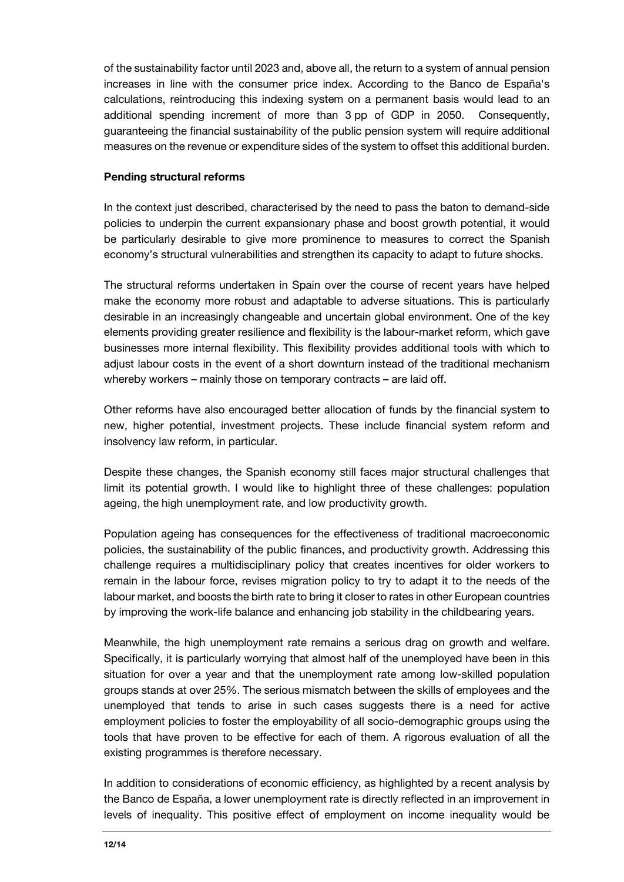of the sustainability factor until 2023 and, above all, the return to a system of annual pension increases in line with the consumer price index. According to the Banco de España's calculations, reintroducing this indexing system on a permanent basis would lead to an additional spending increment of more than 3 pp of GDP in 2050. Consequently, guaranteeing the financial sustainability of the public pension system will require additional measures on the revenue or expenditure sides of the system to offset this additional burden.

**Pending structural reforms**

In the context just described, characterised by the need to pass the baton to demand-side policies to underpin the current expansionary phase and boost growth potential, it would be particularly desirable to give more prominence to measures to correct the Spanish economy's structural vulnerabilities and strengthen its capacity to adapt to future shocks.

The structural reforms undertaken in Spain over the course of recent years have helped make the economy more robust and adaptable to adverse situations. This is particularly desirable in an increasingly changeable and uncertain global environment. One of the key elements providing greater resilience and flexibility is the labour-market reform, which gave businesses more internal flexibility. This flexibility provides additional tools with which to adjust labour costs in the event of a short downturn instead of the traditional mechanism whereby workers – mainly those on temporary contracts – are laid off.

Other reforms have also encouraged better allocation of funds by the financial system to new, higher potential, investment projects. These include financial system reform and insolvency law reform, in particular.

Despite these changes, the Spanish economy still faces major structural challenges that limit its potential growth. I would like to highlight three of these challenges: population ageing, the high unemployment rate, and low productivity growth.

Population ageing has consequences for the effectiveness of traditional macroeconomic policies, the sustainability of the public finances, and productivity growth. Addressing this challenge requires a multidisciplinary policy that creates incentives for older workers to remain in the labour force, revises migration policy to try to adapt it to the needs of the labour market, and boosts the birth rate to bring it closer to rates in other European countries by improving the work-life balance and enhancing job stability in the childbearing years.

Meanwhile, the high unemployment rate remains a serious drag on growth and welfare. Specifically, it is particularly worrying that almost half of the unemployed have been in this situation for over a year and that the unemployment rate among low-skilled population groups stands at over 25%. The serious mismatch between the skills of employees and the unemployed that tends to arise in such cases suggests there is a need for active employment policies to foster the employability of all socio-demographic groups using the tools that have proven to be effective for each of them. A rigorous evaluation of all the existing programmes is therefore necessary.

In addition to considerations of economic efficiency, as highlighted by a recent analysis by the Banco de España, a lower unemployment rate is directly reflected in an improvement in levels of inequality. This positive effect of employment on income inequality would be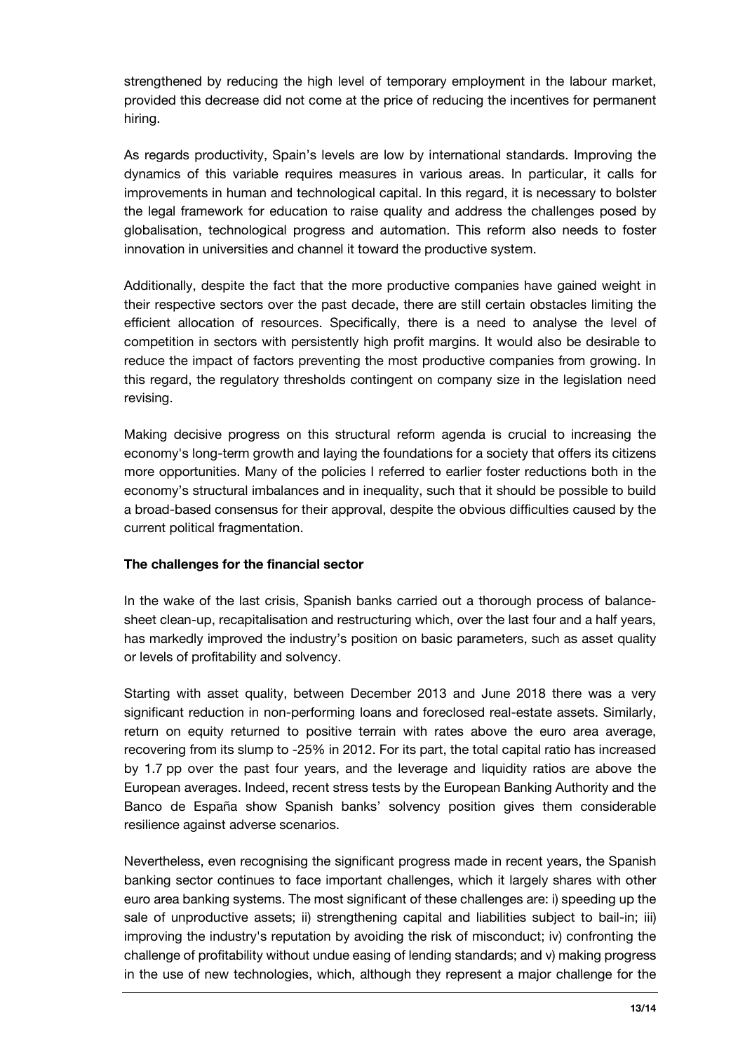strengthened by reducing the high level of temporary employment in the labour market, provided this decrease did not come at the price of reducing the incentives for permanent hiring.

As regards productivity, Spain's levels are low by international standards. Improving the dynamics of this variable requires measures in various areas. In particular, it calls for improvements in human and technological capital. In this regard, it is necessary to bolster the legal framework for education to raise quality and address the challenges posed by globalisation, technological progress and automation. This reform also needs to foster innovation in universities and channel it toward the productive system.

Additionally, despite the fact that the more productive companies have gained weight in their respective sectors over the past decade, there are still certain obstacles limiting the efficient allocation of resources. Specifically, there is a need to analyse the level of competition in sectors with persistently high profit margins. It would also be desirable to reduce the impact of factors preventing the most productive companies from growing. In this regard, the regulatory thresholds contingent on company size in the legislation need revising.

Making decisive progress on this structural reform agenda is crucial to increasing the economy's long-term growth and laying the foundations for a society that offers its citizens more opportunities. Many of the policies I referred to earlier foster reductions both in the economy's structural imbalances and in inequality, such that it should be possible to build a broad-based consensus for their approval, despite the obvious difficulties caused by the current political fragmentation.

**The challenges for the financial sector**

In the wake of the last crisis, Spanish banks carried out a thorough process of balance-sheet clean-up, recapitalisation and restructuring which, over the last four and a half years, has markedly improved the industry's position on basic parameters, such as asset quality or levels of profitability and solvency.

Starting with asset quality, between December 2013 and June 2018 there was a very significant reduction in non-performing loans and foreclosed real-estate assets. Similarly, return on equity returned to positive terrain with rates above the euro area average, recovering from its slump to -25% in 2012. For its part, the total capital ratio has increased by 1.7 pp over the past four years, and the leverage and liquidity ratios are above the European averages. Indeed, recent stress tests by the European Banking Authority and the Banco de España show Spanish banks' solvency position gives them considerable resilience against adverse scenarios.

Nevertheless, even recognising the significant progress made in recent years, the Spanish banking sector continues to face important challenges, which it largely shares with other euro area banking systems. The most significant of these challenges are: i) speeding up the sale of unproductive assets; ii) strengthening capital and liabilities subject to bail-in; iii) improving the industry's reputation by avoiding the risk of misconduct; iv) confronting the challenge of profitability without undue easing of lending standards; and v) making progress in the use of new technologies, which, although they represent a major challenge for the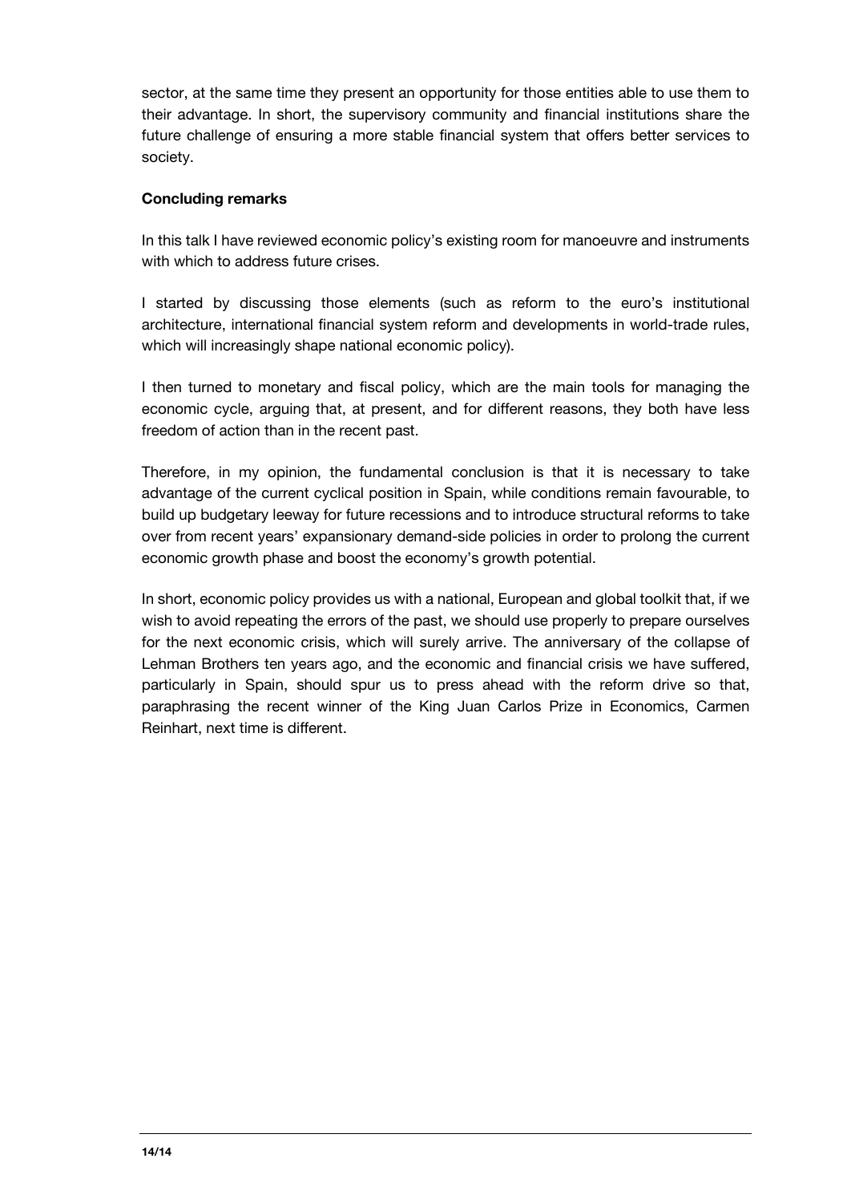sector, at the same time they present an opportunity for those entities able to use them to their advantage. In short, the supervisory community and financial institutions share the future challenge of ensuring a more stable financial system that offers better services to society.

**Concluding remarks**

In this talk I have reviewed economic policy's existing room for manoeuvre and instruments with which to address future crises.

I started by discussing those elements (such as reform to the euro's institutional architecture, international financial system reform and developments in world-trade rules, which will increasingly shape national economic policy).

I then turned to monetary and fiscal policy, which are the main tools for managing the economic cycle, arguing that, at present, and for different reasons, they both have less freedom of action than in the recent past.

Therefore, in my opinion, the fundamental conclusion is that it is necessary to take advantage of the current cyclical position in Spain, while conditions remain favourable, to build up budgetary leeway for future recessions and to introduce structural reforms to take over from recent years' expansionary demand-side policies in order to prolong the current economic growth phase and boost the economy's growth potential.

In short, economic policy provides us with a national, European and global toolkit that, if we wish to avoid repeating the errors of the past, we should use properly to prepare ourselves for the next economic crisis, which will surely arrive. The anniversary of the collapse of Lehman Brothers ten years ago, and the economic and financial crisis we have suffered, particularly in Spain, should spur us to press ahead with the reform drive so that, paraphrasing the recent winner of the King Juan Carlos Prize in Economics, Carmen Reinhart, next time is different.